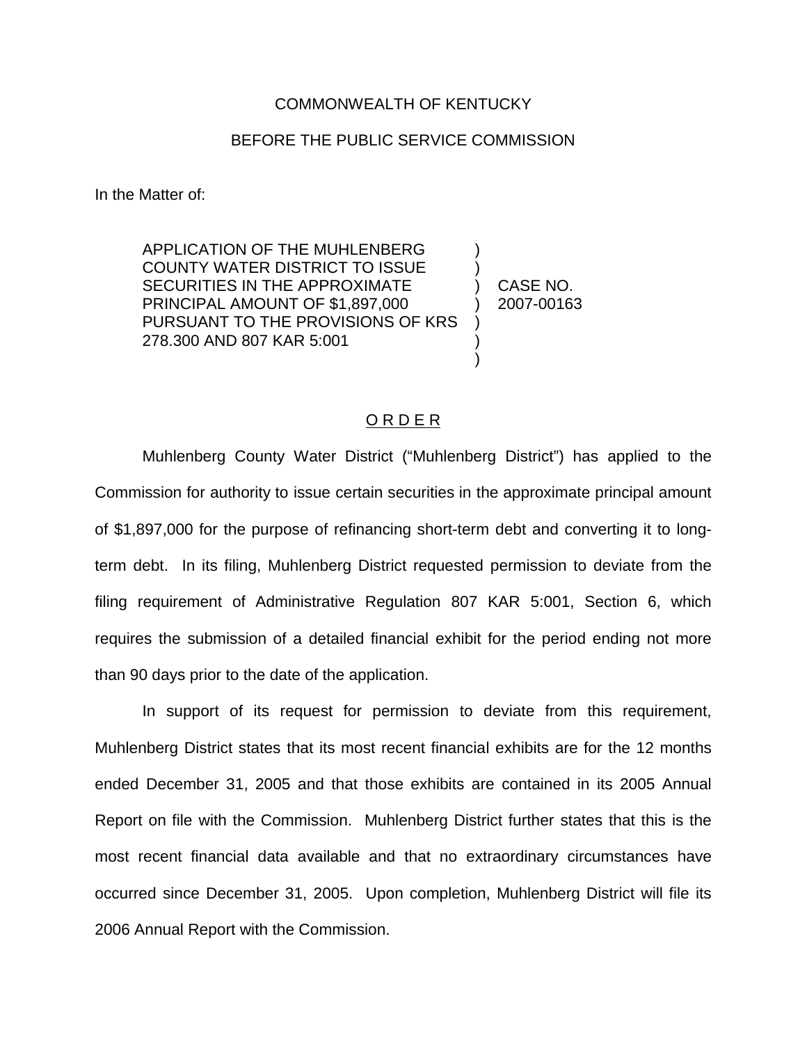COMMONWEALTH OF KENTUCKY

BEFORE THE PUBLIC SERVICE COMMISSION

In the Matter of:

| | | |
|---|---|---|
| APPLICATION OF THE MUHLENBERG COUNTY WATER DISTRICT TO ISSUE SECURITIES IN THE APPROXIMATE PRINCIPAL AMOUNT OF $1,897,000 PURSUANT TO THE PROVISIONS OF KRS 278.300 AND 807 KAR 5:001 | ) | CASE NO. 2007-00163 |

## O R D E R

Muhlenberg County Water District ("Muhlenberg District") has applied to the Commission for authority to issue certain securities in the approximate principal amount of $1,897,000 for the purpose of refinancing short-term debt and converting it to long-term debt. In its filing, Muhlenberg District requested permission to deviate from the filing requirement of Administrative Regulation 807 KAR 5:001, Section 6, which requires the submission of a detailed financial exhibit for the period ending not more than 90 days prior to the date of the application.

In support of its request for permission to deviate from this requirement, Muhlenberg District states that its most recent financial exhibits are for the 12 months ended December 31, 2005 and that those exhibits are contained in its 2005 Annual Report on file with the Commission. Muhlenberg District further states that this is the most recent financial data available and that no extraordinary circumstances have occurred since December 31, 2005. Upon completion, Muhlenberg District will file its 2006 Annual Report with the Commission.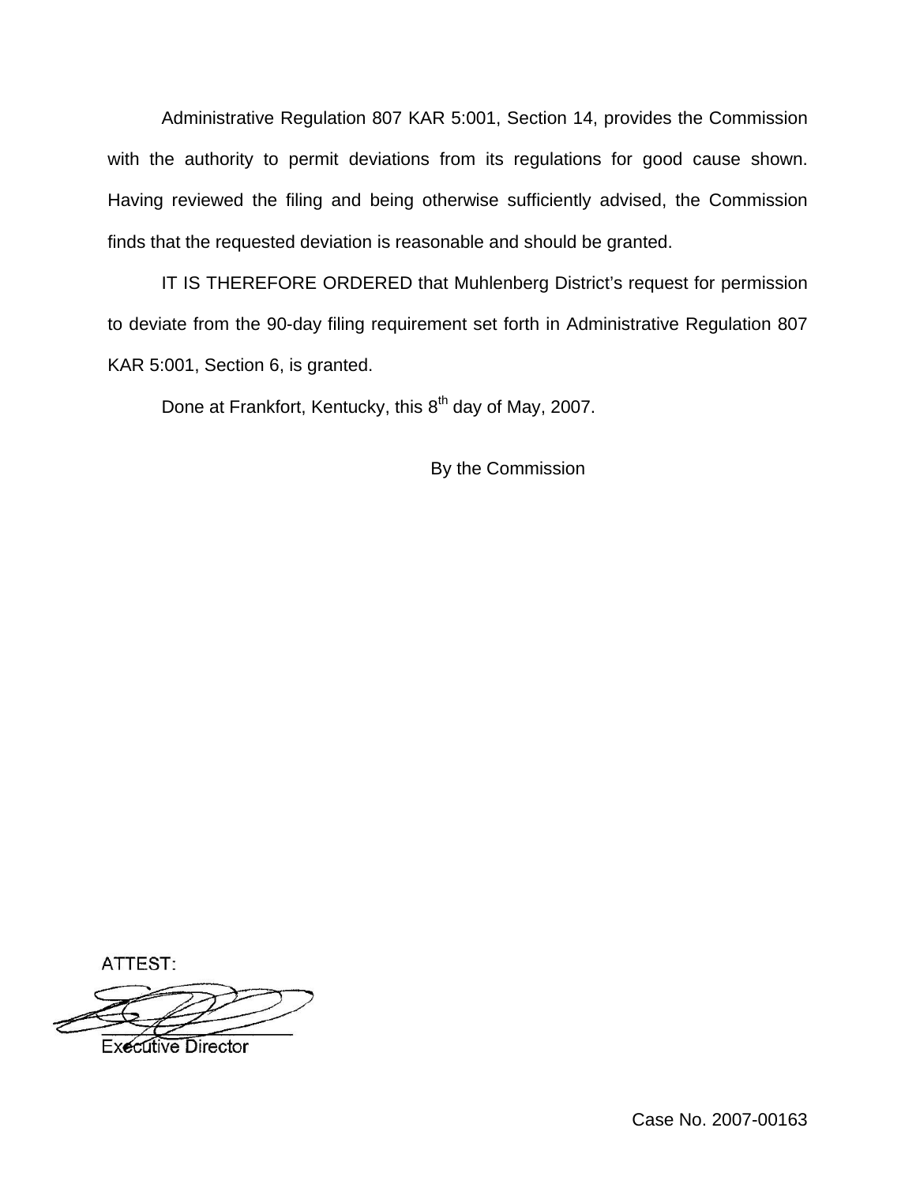Administrative Regulation 807 KAR 5:001, Section 14, provides the Commission with the authority to permit deviations from its regulations for good cause shown. Having reviewed the filing and being otherwise sufficiently advised, the Commission finds that the requested deviation is reasonable and should be granted.

IT IS THEREFORE ORDERED that Muhlenberg District's request for permission to deviate from the 90-day filing requirement set forth in Administrative Regulation 807 KAR 5:001, Section 6, is granted.

Done at Frankfort, Kentucky, this 8th day of May, 2007.

By the Commission

ATTEST:

Executive Director

Case No. 2007-00163